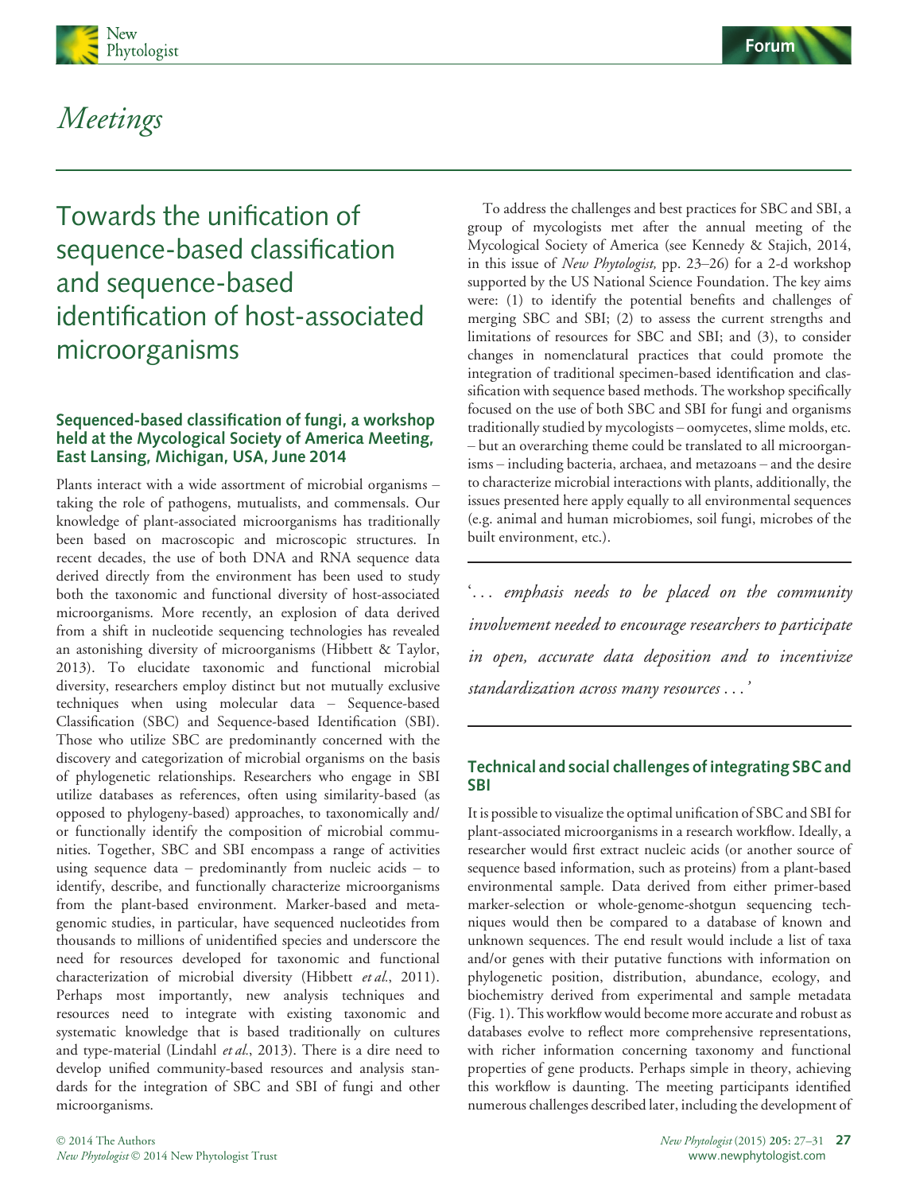# Meetings

## Towards the unification of sequence-based classification and sequence-based identification of host-associated microorganisms

### Sequenced-based classification of fungi, a workshop held at the Mycological Society of America Meeting, East Lansing, Michigan, USA, June 2014

Plants interact with a wide assortment of microbial organisms – taking the role of pathogens, mutualists, and commensals. Our knowledge of plant-associated microorganisms has traditionally been based on macroscopic and microscopic structures. In recent decades, the use of both DNA and RNA sequence data derived directly from the environment has been used to study both the taxonomic and functional diversity of host-associated microorganisms. More recently, an explosion of data derived from a shift in nucleotide sequencing technologies has revealed an astonishing diversity of microorganisms (Hibbett & Taylor, 2013). To elucidate taxonomic and functional microbial diversity, researchers employ distinct but not mutually exclusive techniques when using molecular data – Sequence-based Classification (SBC) and Sequence-based Identification (SBI). Those who utilize SBC are predominantly concerned with the discovery and categorization of microbial organisms on the basis of phylogenetic relationships. Researchers who engage in SBI utilize databases as references, often using similarity-based (as opposed to phylogeny-based) approaches, to taxonomically and/or functionally identify the composition of microbial communities. Together, SBC and SBI encompass a range of activities using sequence data – predominantly from nucleic acids – to identify, describe, and functionally characterize microorganisms from the plant-based environment. Marker-based and metagenomic studies, in particular, have sequenced nucleotides from thousands to millions of unidentified species and underscore the need for resources developed for taxonomic and functional characterization of microbial diversity (Hibbett *et al.*, 2011). Perhaps most importantly, new analysis techniques and resources need to integrate with existing taxonomic and systematic knowledge that is based traditionally on cultures and type-material (Lindahl *et al.*, 2013). There is a dire need to develop unified community-based resources and analysis standards for the integration of SBC and SBI of fungi and other microorganisms.

To address the challenges and best practices for SBC and SBI, a group of mycologists met after the annual meeting of the Mycological Society of America (see Kennedy & Stajich, 2014, in this issue of *New Phytologist,* pp. 23–26) for a 2-d workshop supported by the US National Science Foundation. The key aims were: (1) to identify the potential benefits and challenges of merging SBC and SBI; (2) to assess the current strengths and limitations of resources for SBC and SBI; and (3), to consider changes in nomenclatural practices that could promote the integration of traditional specimen-based identification and classification with sequence based methods. The workshop specifically focused on the use of both SBC and SBI for fungi and organisms traditionally studied by mycologists – oomycetes, slime molds, etc. – but an overarching theme could be translated to all microorganisms – including bacteria, archaea, and metazoans – and the desire to characterize microbial interactions with plants, additionally, the issues presented here apply equally to all environmental sequences (e.g. animal and human microbiomes, soil fungi, microbes of the built environment, etc.).

> *'... emphasis needs to be placed on the community involvement needed to encourage researchers to participate in open, accurate data deposition and to incentivize standardization across many resources ...'*

### Technical and social challenges of integrating SBC and SBI

It is possible to visualize the optimal unification of SBC and SBI for plant-associated microorganisms in a research workflow. Ideally, a researcher would first extract nucleic acids (or another source of sequence based information, such as proteins) from a plant-based environmental sample. Data derived from either primer-based marker-selection or whole-genome-shotgun sequencing techniques would then be compared to a database of known and unknown sequences. The end result would include a list of taxa and/or genes with their putative functions with information on phylogenetic position, distribution, abundance, ecology, and biochemistry derived from experimental and sample metadata (Fig. 1). This workflow would become more accurate and robust as databases evolve to reflect more comprehensive representations, with richer information concerning taxonomy and functional properties of gene products. Perhaps simple in theory, achieving this workflow is daunting. The meeting participants identified numerous challenges described later, including the development of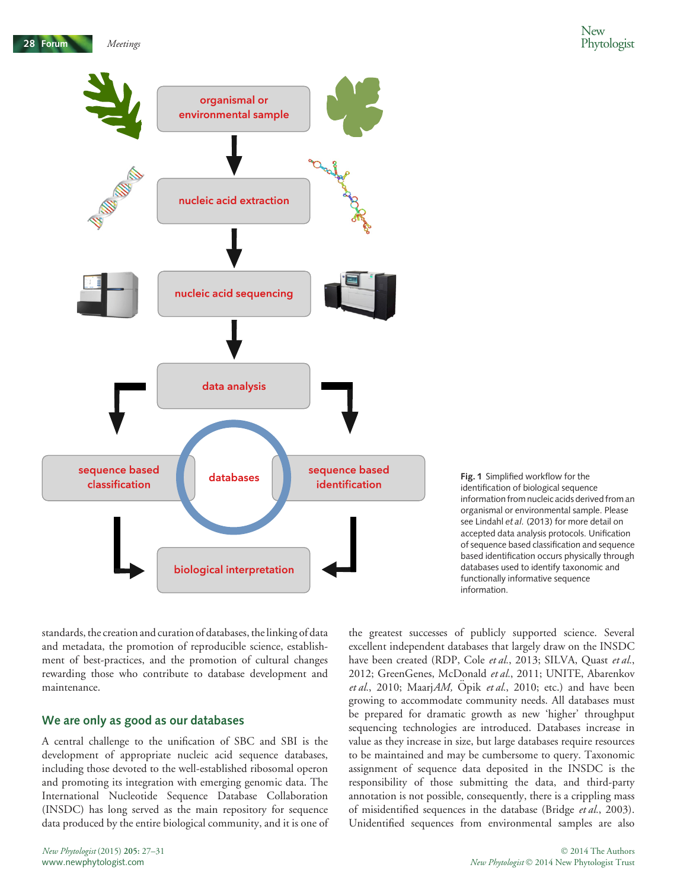Fig. 1 Simplified workflow for the identification of biological sequence information from nucleic acids derived from an organismal or environmental sample. Please see Lindahl *et al.* (2013) for more detail on accepted data analysis protocols. Unification of sequence based classification and sequence based identification occurs physically through databases used to identify taxonomic and functionally informative sequence information.

standards, the creation and curation of databases, the linking of data and metadata, the promotion of reproducible science, establishment of best-practices, and the promotion of cultural changes rewarding those who contribute to database development and maintenance.

## We are only as good as our databases

A central challenge to the unification of SBC and SBI is the development of appropriate nucleic acid sequence databases, including those devoted to the well-established ribosomal operon and promoting its integration with emerging genomic data. The International Nucleotide Sequence Database Collaboration (INSDC) has long served as the main repository for sequence data produced by the entire biological community, and it is one of the greatest successes of publicly supported science. Several excellent independent databases that largely draw on the INSDC have been created (RDP, Cole *et al.*, 2013; SILVA, Quast *et al.*, 2012; GreenGenes, McDonald *et al.*, 2011; UNITE, Abarenkov *et al.*, 2010; Maarj*AM,* Öpik *et al.*, 2010; etc.) and have been growing to accommodate community needs. All databases must be prepared for dramatic growth as new 'higher' throughput sequencing technologies are introduced. Databases increase in value as they increase in size, but large databases require resources to be maintained and may be cumbersome to query. Taxonomic assignment of sequence data deposited in the INSDC is the responsibility of those submitting the data, and third-party annotation is not possible, consequently, there is a crippling mass of misidentified sequences in the database (Bridge *et al.*, 2003). Unidentified sequences from environmental samples are also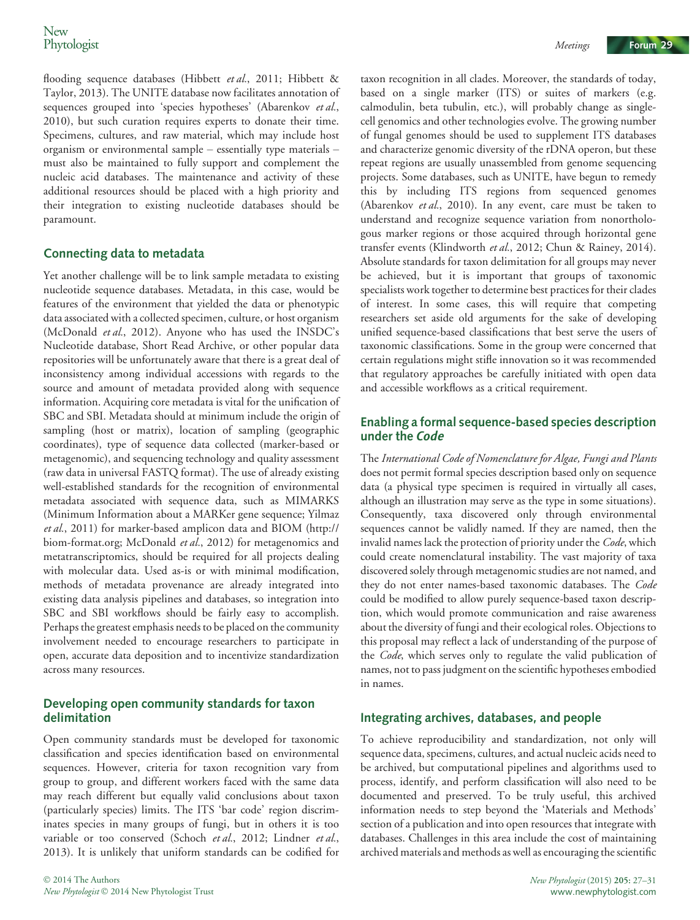flooding sequence databases (Hibbett *et al.*, 2011; Hibbett & Taylor, 2013). The UNITE database now facilitates annotation of sequences grouped into 'species hypotheses' (Abarenkov *et al.*, 2010), but such curation requires experts to donate their time. Specimens, cultures, and raw material, which may include host organism or environmental sample – essentially type materials – must also be maintained to fully support and complement the nucleic acid databases. The maintenance and activity of these additional resources should be placed with a high priority and their integration to existing nucleotide databases should be paramount.

## Connecting data to metadata

Yet another challenge will be to link sample metadata to existing nucleotide sequence databases. Metadata, in this case, would be features of the environment that yielded the data or phenotypic data associated with a collected specimen, culture, or host organism (McDonald *et al.*, 2012). Anyone who has used the INSDC's Nucleotide database, Short Read Archive, or other popular data repositories will be unfortunately aware that there is a great deal of inconsistency among individual accessions with regards to the source and amount of metadata provided along with sequence information. Acquiring core metadata is vital for the unification of SBC and SBI. Metadata should at minimum include the origin of sampling (host or matrix), location of sampling (geographic coordinates), type of sequence data collected (marker-based or metagenomic), and sequencing technology and quality assessment (raw data in universal FASTQ format). The use of already existing well-established standards for the recognition of environmental metadata associated with sequence data, such as MIMARKS (Minimum Information about a MARKer gene sequence; Yilmaz *et al.*, 2011) for marker-based amplicon data and BIOM (http://biom-format.org; McDonald *et al.*, 2012) for metagenomics and metatranscriptomics, should be required for all projects dealing with molecular data. Used as-is or with minimal modification, methods of metadata provenance are already integrated into existing data analysis pipelines and databases, so integration into SBC and SBI workflows should be fairly easy to accomplish. Perhaps the greatest emphasis needs to be placed on the community involvement needed to encourage researchers to participate in open, accurate data deposition and to incentivize standardization across many resources.

## Developing open community standards for taxon delimitation

Open community standards must be developed for taxonomic classification and species identification based on environmental sequences. However, criteria for taxon recognition vary from group to group, and different workers faced with the same data may reach different but equally valid conclusions about taxon (particularly species) limits. The ITS 'bar code' region discriminates species in many groups of fungi, but in others it is too variable or too conserved (Schoch *et al.*, 2012; Lindner *et al.*, 2013). It is unlikely that uniform standards can be codified for taxon recognition in all clades. Moreover, the standards of today, based on a single marker (ITS) or suites of markers (e.g. calmodulin, beta tubulin, etc.), will probably change as single-cell genomics and other technologies evolve. The growing number of fungal genomes should be used to supplement ITS databases and characterize genomic diversity of the rDNA operon, but these repeat regions are usually unassembled from genome sequencing projects. Some databases, such as UNITE, have begun to remedy this by including ITS regions from sequenced genomes (Abarenkov *et al.*, 2010). In any event, care must be taken to understand and recognize sequence variation from nonorthologous marker regions or those acquired through horizontal gene transfer events (Klindworth *et al.*, 2012; Chun & Rainey, 2014). Absolute standards for taxon delimitation for all groups may never be achieved, but it is important that groups of taxonomic specialists work together to determine best practices for their clades of interest. In some cases, this will require that competing researchers set aside old arguments for the sake of developing unified sequence-based classifications that best serve the users of taxonomic classifications. Some in the group were concerned that certain regulations might stifle innovation so it was recommended that regulatory approaches be carefully initiated with open data and accessible workflows as a critical requirement.

## Enabling a formal sequence-based species description under the *Code*

The *International Code of Nomenclature for Algae, Fungi and Plants* does not permit formal species description based only on sequence data (a physical type specimen is required in virtually all cases, although an illustration may serve as the type in some situations). Consequently, taxa discovered only through environmental sequences cannot be validly named. If they are named, then the invalid names lack the protection of priority under the *Code*, which could create nomenclatural instability. The vast majority of taxa discovered solely through metagenomic studies are not named, and they do not enter names-based taxonomic databases. The *Code* could be modified to allow purely sequence-based taxon description, which would promote communication and raise awareness about the diversity of fungi and their ecological roles. Objections to this proposal may reflect a lack of understanding of the purpose of the *Code*, which serves only to regulate the valid publication of names, not to pass judgment on the scientific hypotheses embodied in names.

## Integrating archives, databases, and people

To achieve reproducibility and standardization, not only will sequence data, specimens, cultures, and actual nucleic acids need to be archived, but computational pipelines and algorithms used to process, identify, and perform classification will also need to be documented and preserved. To be truly useful, this archived information needs to step beyond the 'Materials and Methods' section of a publication and into open resources that integrate with databases. Challenges in this area include the cost of maintaining archived materials and methods as well as encouraging the scientific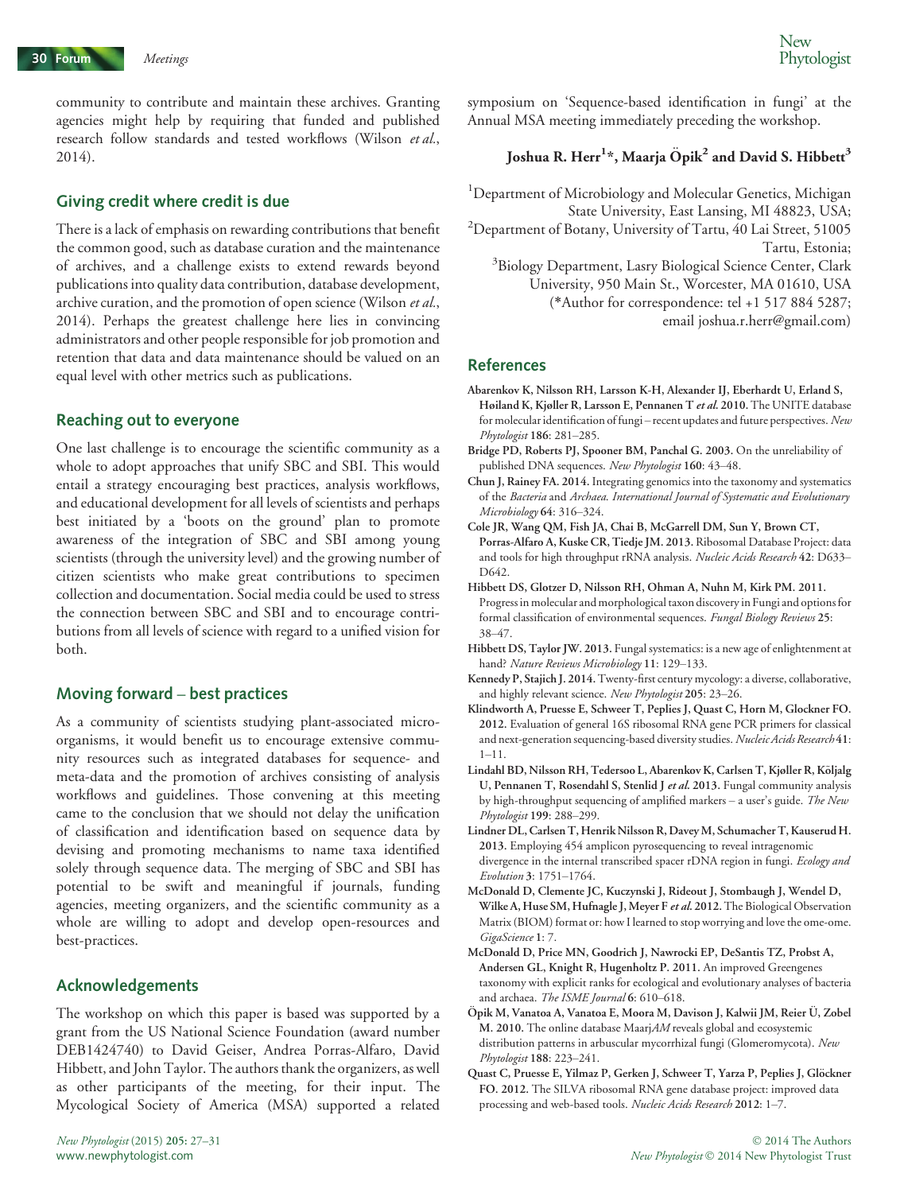community to contribute and maintain these archives. Granting agencies might help by requiring that funded and published research follow standards and tested workflows (Wilson *et al.*, 2014).

## Giving credit where credit is due

There is a lack of emphasis on rewarding contributions that benefit the common good, such as database curation and the maintenance of archives, and a challenge exists to extend rewards beyond publications into quality data contribution, database development, archive curation, and the promotion of open science (Wilson *et al.*, 2014). Perhaps the greatest challenge here lies in convincing administrators and other people responsible for job promotion and retention that data and data maintenance should be valued on an equal level with other metrics such as publications.

## Reaching out to everyone

One last challenge is to encourage the scientific community as a whole to adopt approaches that unify SBC and SBI. This would entail a strategy encouraging best practices, analysis workflows, and educational development for all levels of scientists and perhaps best initiated by a 'boots on the ground' plan to promote awareness of the integration of SBC and SBI among young scientists (through the university level) and the growing number of citizen scientists who make great contributions to specimen collection and documentation. Social media could be used to stress the connection between SBC and SBI and to encourage contributions from all levels of science with regard to a unified vision for both.

## Moving forward – best practices

As a community of scientists studying plant-associated microorganisms, it would benefit us to encourage extensive community resources such as integrated databases for sequence- and meta-data and the promotion of archives consisting of analysis workflows and guidelines. Those convening at this meeting came to the conclusion that we should not delay the unification of classification and identification based on sequence data by devising and promoting mechanisms to name taxa identified solely through sequence data. The merging of SBC and SBI has potential to be swift and meaningful if journals, funding agencies, meeting organizers, and the scientific community as a whole are willing to adopt and develop open-resources and best-practices.

## Acknowledgements

The workshop on which this paper is based was supported by a grant from the US National Science Foundation (award number DEB1424740) to David Geiser, Andrea Porras-Alfaro, David Hibbett, and John Taylor. The authors thank the organizers, as well as other participants of the meeting, for their input. The Mycological Society of America (MSA) supported a related symposium on 'Sequence-based identification in fungi' at the Annual MSA meeting immediately preceding the workshop.

**Joshua R. Herr[1]*, Maarja Öpik[2] and David S. Hibbett[3]**

[1]Department of Microbiology and Molecular Genetics, Michigan State University, East Lansing, MI 48823, USA;
[2]Department of Botany, University of Tartu, 40 Lai Street, 51005 Tartu, Estonia;
[3]Biology Department, Lasry Biological Science Center, Clark University, 950 Main St., Worcester, MA 01610, USA
(*Author for correspondence: tel +1 517 884 5287; email joshua.r.herr@gmail.com)

## References

**Abarenkov K, Nilsson RH, Larsson K-H, Alexander IJ, Eberhardt U, Erland S, Høiland K, Kjøller R, Larsson E, Pennanen T *et al.* 2010.** The UNITE database for molecular identification of fungi – recent updates and future perspectives. *New Phytologist* **186**: 281–285.

**Bridge PD, Roberts PJ, Spooner BM, Panchal G. 2003.** On the unreliability of published DNA sequences. *New Phytologist* **160**: 43–48.

**Chun J, Rainey FA. 2014.** Integrating genomics into the taxonomy and systematics of the *Bacteria* and *Archaea*. *International Journal of Systematic and Evolutionary Microbiology* **64**: 316–324.

**Cole JR, Wang QM, Fish JA, Chai B, McGarrell DM, Sun Y, Brown CT, Porras-Alfaro A, Kuske CR, Tiedje JM. 2013.** Ribosomal Database Project: data and tools for high throughput rRNA analysis. *Nucleic Acids Research* **42**: D633–D642.

**Hibbett DS, Glotzer D, Nilsson RH, Ohman A, Nuhn M, Kirk PM. 2011.** Progress in molecular and morphological taxon discovery in Fungi and options for formal classification of environmental sequences. *Fungal Biology Reviews* **25**: 38–47.

**Hibbett DS, Taylor JW. 2013.** Fungal systematics: is a new age of enlightenment at hand? *Nature Reviews Microbiology* **11**: 129–133.

**Kennedy P, Stajich J. 2014.** Twenty-first century mycology: a diverse, collaborative, and highly relevant science. *New Phytologist* **205**: 23–26.

**Klindworth A, Pruesse E, Schweer T, Peplies J, Quast C, Horn M, Glockner FO. 2012.** Evaluation of general 16S ribosomal RNA gene PCR primers for classical and next-generation sequencing-based diversity studies. *Nucleic Acids Research* **41**: 1–11.

**Lindahl BD, Nilsson RH, Tedersoo L, Abarenkov K, Carlsen T, Kjøller R, Kõljalg U, Pennanen T, Rosendahl S, Stenlid J *et al.* 2013.** Fungal community analysis by high-throughput sequencing of amplified markers – a user's guide. *The New Phytologist* **199**: 288–299.

**Lindner DL, Carlsen T, Henrik Nilsson R, Davey M, Schumacher T, Kauserud H. 2013.** Employing 454 amplicon pyrosequencing to reveal intragenomic divergence in the internal transcribed spacer rDNA region in fungi. *Ecology and Evolution* **3**: 1751–1764.

**McDonald D, Clemente JC, Kuczynski J, Rideout J, Stombaugh J, Wendel D, Wilke A, Huse SM, Hufnagle J, Meyer F *et al.* 2012.** The Biological Observation Matrix (BIOM) format or: how I learned to stop worrying and love the ome-ome. *GigaScience* **1**: 7.

**McDonald D, Price MN, Goodrich J, Nawrocki EP, DeSantis TZ, Probst A, Andersen GL, Knight R, Hugenholtz P. 2011.** An improved Greengenes taxonomy with explicit ranks for ecological and evolutionary analyses of bacteria and archaea. *The ISME Journal* **6**: 610–618.

**Öpik M, Vanatoa A, Vanatoa E, Moora M, Davison J, Kalwii JM, Reier Ü, Zobel M. 2010.** The online database Maarj*AM* reveals global and ecosystemic distribution patterns in arbuscular mycorrhizal fungi (Glomeromycota). *New Phytologist* **188**: 223–241.

**Quast C, Pruesse E, Yilmaz P, Gerken J, Schweer T, Yarza P, Peplies J, Glöckner FO. 2012.** The SILVA ribosomal RNA gene database project: improved data processing and web-based tools. *Nucleic Acids Research* **2012**: 1–7.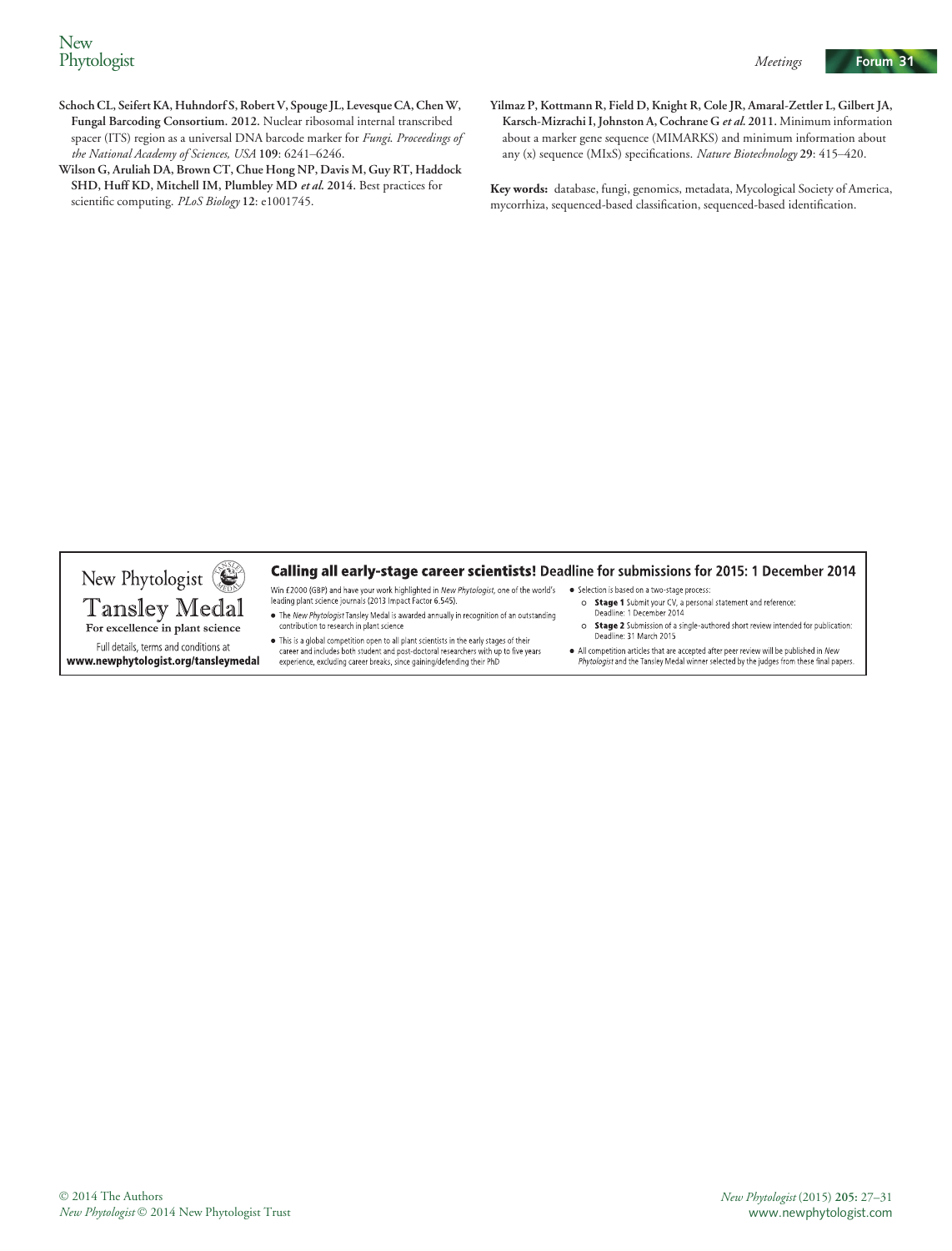**Schoch CL, Seifert KA, Huhndorf S, Robert V, Spouge JL, Levesque CA, Chen W, Fungal Barcoding Consortium. 2012.** Nuclear ribosomal internal transcribed spacer (ITS) region as a universal DNA barcode marker for *Fungi*. *Proceedings of the National Academy of Sciences, USA* **109**: 6241–6246.

**Wilson G, Aruliah DA, Brown CT, Chue Hong NP, Davis M, Guy RT, Haddock SHD, Huff KD, Mitchell IM, Plumbley MD *et al.* 2014.** Best practices for scientific computing. *PLoS Biology* **12**: e1001745.

**Yilmaz P, Kottmann R, Field D, Knight R, Cole JR, Amaral-Zettler L, Gilbert JA, Karsch-Mizrachi I, Johnston A, Cochrane G *et al.* 2011.** Minimum information about a marker gene sequence (MIMARKS) and minimum information about any (x) sequence (MIxS) specifications. *Nature Biotechnology* **29**: 415–420.

**Key words:** database, fungi, genomics, metadata, Mycological Society of America, mycorrhiza, sequenced-based classification, sequenced-based identification.

New Phytologist Tansley Medal

For excellence in plant science

Full details, terms and conditions at **www.newphytologist.org/tansleymedal**

**Calling all early-stage career scientists! Deadline for submissions for 2015: 1 December 2014**

Win £2000 (GBP) and have your work highlighted in *New Phytologist*, one of the world's leading plant science journals (2013 Impact Factor 6.545).

- The *New Phytologist* Tansley Medal is awarded annually in recognition of an outstanding contribution to research in plant science
- This is a global competition open to all plant scientists in the early stages of their career and includes both student and post-doctoral researchers with up to five years experience, excluding career breaks, since gaining/defending their PhD
- Selection is based on a two-stage process:
  - **Stage 1** Submit your CV, a personal statement and reference: Deadline: 1 December 2014
  - **Stage 2** Submission of a single-authored short review intended for publication: Deadline: 31 March 2015
- All competition articles that are accepted after peer review will be published in *New Phytologist* and the Tansley Medal winner selected by the judges from these final papers.